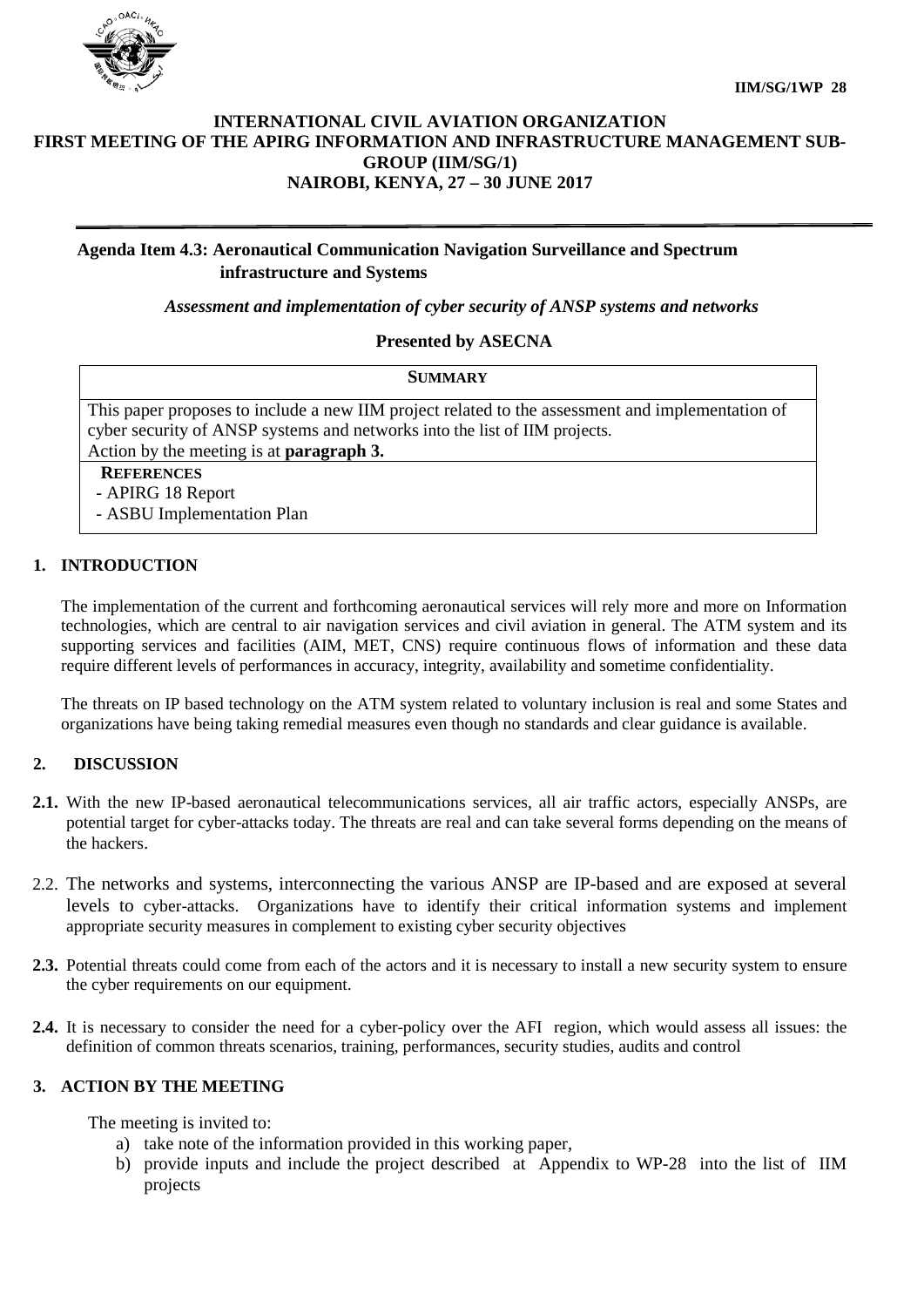**IIM/SG/1WP 28**

**INTERNATIONAL CIVIL AVIATION ORGANIZATION**
**FIRST MEETING OF THE APIRG INFORMATION AND INFRASTRUCTURE MANAGEMENT SUB-GROUP (IIM/SG/1)**
**NAIROBI, KENYA, 27 – 30 JUNE 2017**

---

**Agenda Item 4.3: Aeronautical Communication Navigation Surveillance and Spectrum infrastructure and Systems**

***Assessment and implementation of cyber security of ANSP systems and networks***

**Presented by ASECNA**

| **SUMMARY** |
|---|
| This paper proposes to include a new IIM project related to the assessment and implementation of cyber security of ANSP systems and networks into the list of IIM projects.<br>Action by the meeting is at **paragraph 3.** |
| **REFERENCES**<br>- APIRG 18 Report<br>- ASBU Implementation Plan |

## 1. INTRODUCTION

The implementation of the current and forthcoming aeronautical services will rely more and more on Information technologies, which are central to air navigation services and civil aviation in general. The ATM system and its supporting services and facilities (AIM, MET, CNS) require continuous flows of information and these data require different levels of performances in accuracy, integrity, availability and sometime confidentiality.

The threats on IP based technology on the ATM system related to voluntary inclusion is real and some States and organizations have being taking remedial measures even though no standards and clear guidance is available.

## 2. DISCUSSION

**2.1.** With the new IP-based aeronautical telecommunications services, all air traffic actors, especially ANSPs, are potential target for cyber-attacks today. The threats are real and can take several forms depending on the means of the hackers.

2.2. The networks and systems, interconnecting the various ANSP are IP-based and are exposed at several levels to cyber-attacks. Organizations have to identify their critical information systems and implement appropriate security measures in complement to existing cyber security objectives

**2.3.** Potential threats could come from each of the actors and it is necessary to install a new security system to ensure the cyber requirements on our equipment.

**2.4.** It is necessary to consider the need for a cyber-policy over the AFI region, which would assess all issues: the definition of common threats scenarios, training, performances, security studies, audits and control

## 3. ACTION BY THE MEETING

The meeting is invited to:

a) take note of the information provided in this working paper,
b) provide inputs and include the project described at Appendix to WP-28 into the list of IIM projects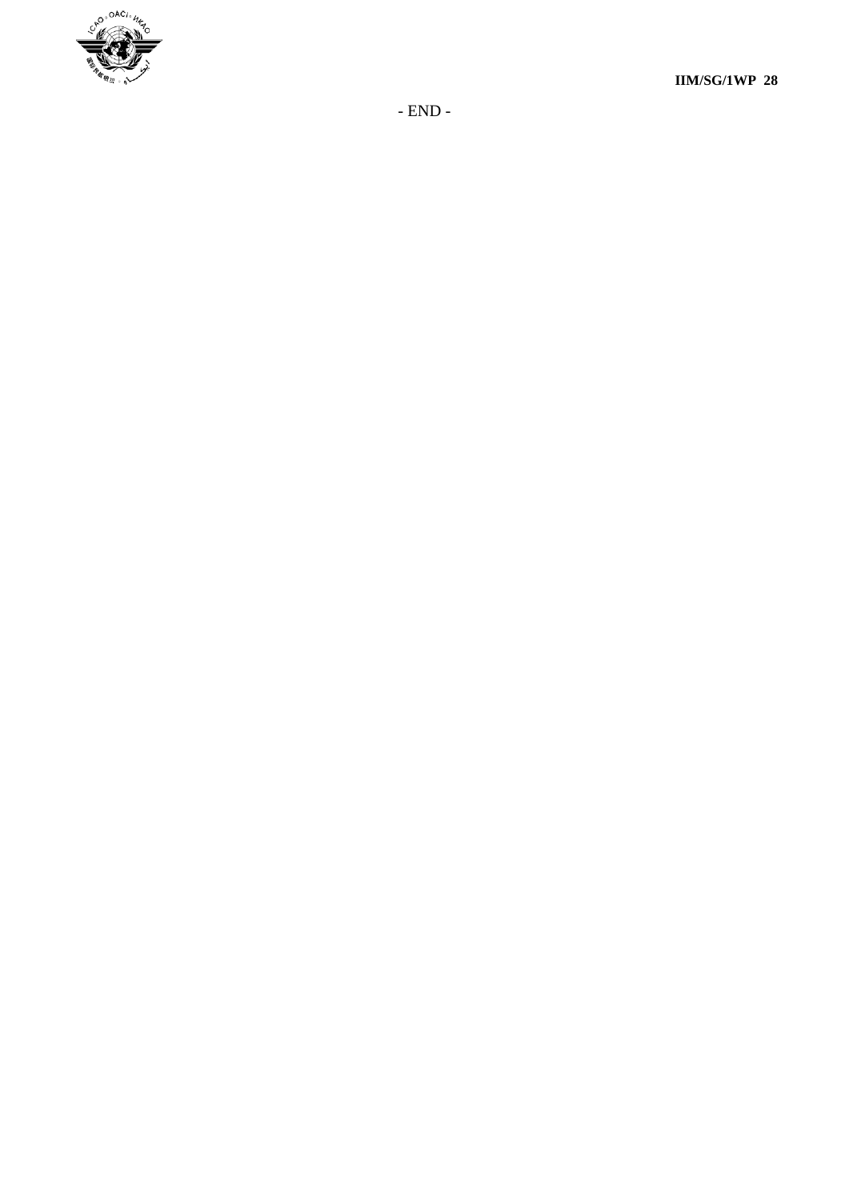- END -